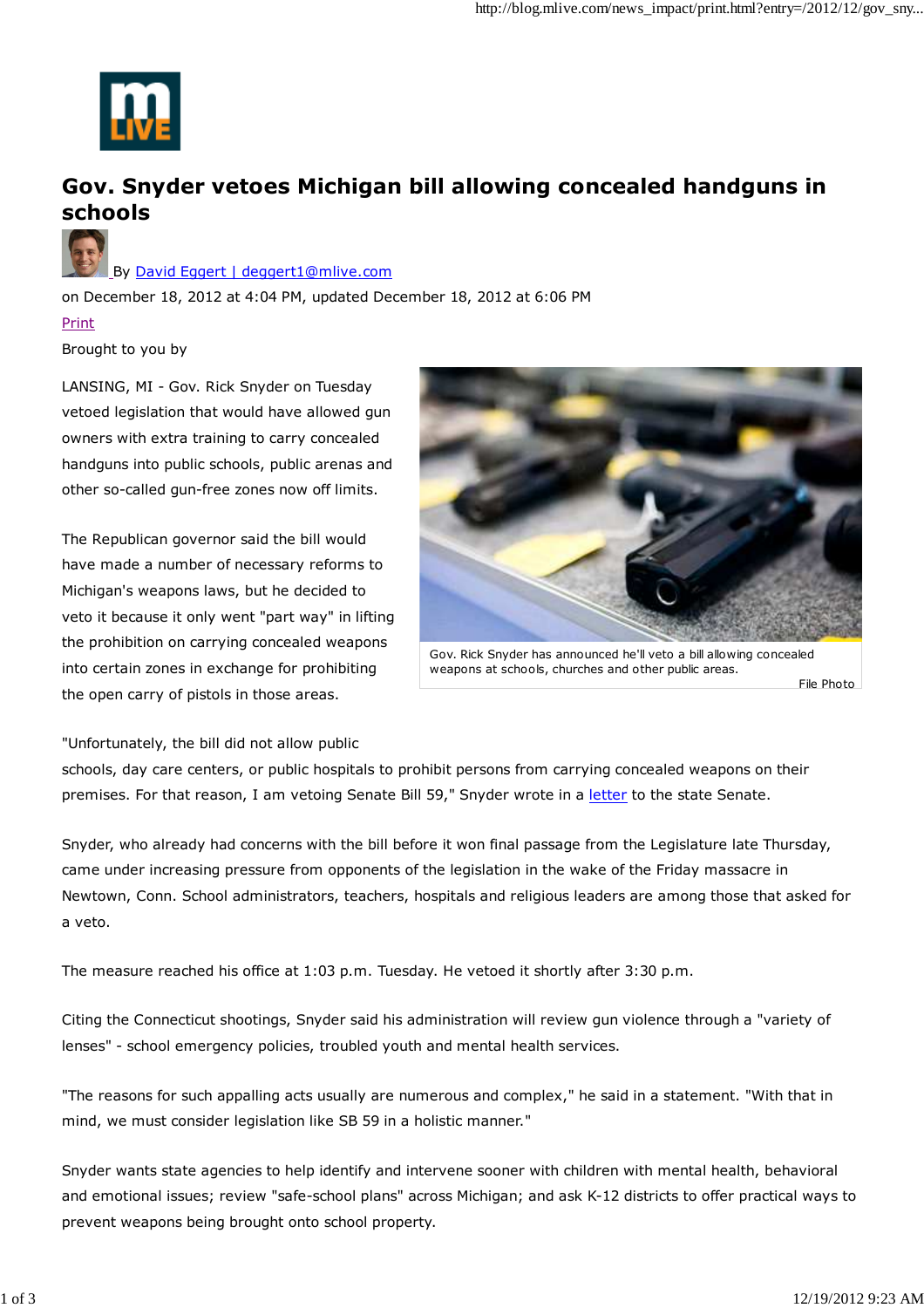# Gov. Snyder vetoes Michigan bill allowing concealed handguns in schools

By David Eggert | deggert1@mlive.com

on December 18, 2012 at 4:04 PM, updated December 18, 2012 at 6:06 PM

Print

Brought to you by

LANSING, MI - Gov. Rick Snyder on Tuesday vetoed legislation that would have allowed gun owners with extra training to carry concealed handguns into public schools, public arenas and other so-called gun-free zones now off limits.

Gov. Rick Snyder has announced he'll veto a bill allowing concealed weapons at schools, churches and other public areas.

File Photo

The Republican governor said the bill would have made a number of necessary reforms to Michigan's weapons laws, but he decided to veto it because it only went "part way" in lifting the prohibition on carrying concealed weapons into certain zones in exchange for prohibiting the open carry of pistols in those areas.

"Unfortunately, the bill did not allow public schools, day care centers, or public hospitals to prohibit persons from carrying concealed weapons on their premises. For that reason, I am vetoing Senate Bill 59," Snyder wrote in a letter to the state Senate.

Snyder, who already had concerns with the bill before it won final passage from the Legislature late Thursday, came under increasing pressure from opponents of the legislation in the wake of the Friday massacre in Newtown, Conn. School administrators, teachers, hospitals and religious leaders are among those that asked for a veto.

The measure reached his office at 1:03 p.m. Tuesday. He vetoed it shortly after 3:30 p.m.

Citing the Connecticut shootings, Snyder said his administration will review gun violence through a "variety of lenses" - school emergency policies, troubled youth and mental health services.

"The reasons for such appalling acts usually are numerous and complex," he said in a statement. "With that in mind, we must consider legislation like SB 59 in a holistic manner."

Snyder wants state agencies to help identify and intervene sooner with children with mental health, behavioral and emotional issues; review "safe-school plans" across Michigan; and ask K-12 districts to offer practical ways to prevent weapons being brought onto school property.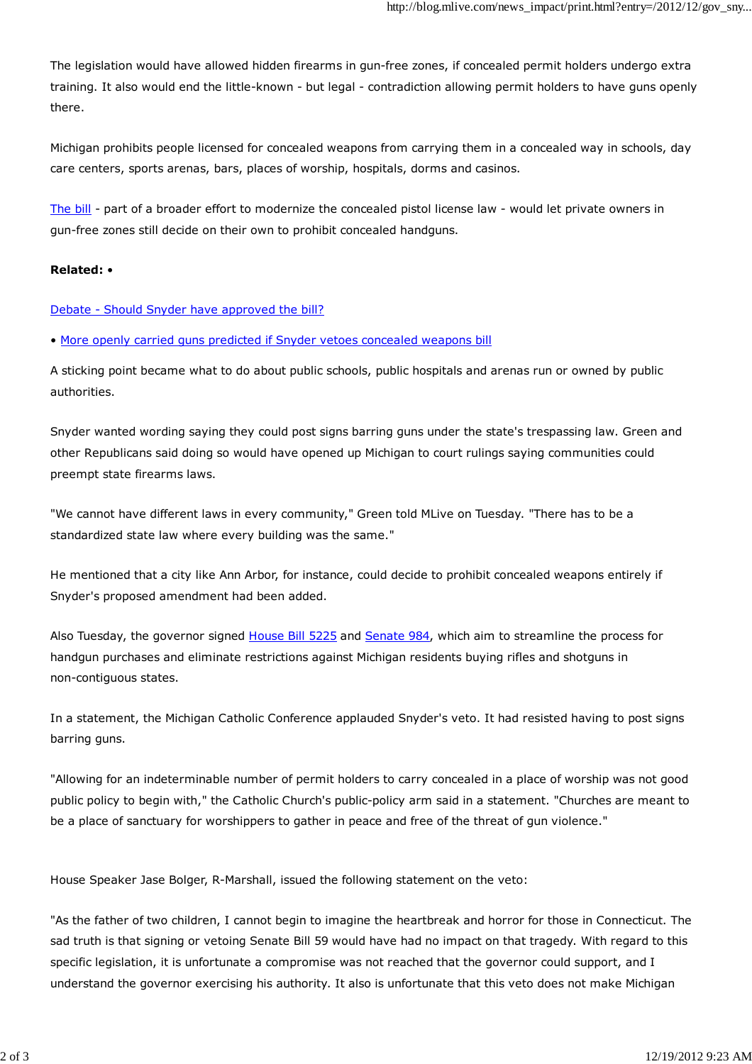The legislation would have allowed hidden firearms in gun-free zones, if concealed permit holders undergo extra training. It also would end the little-known - but legal - contradiction allowing permit holders to have guns openly there.

Michigan prohibits people licensed for concealed weapons from carrying them in a concealed way in schools, day care centers, sports arenas, bars, places of worship, hospitals, dorms and casinos.

The bill - part of a broader effort to modernize the concealed pistol license law - would let private owners in gun-free zones still decide on their own to prohibit concealed handguns.

**Related: •**

Debate - Should Snyder have approved the bill?

• More openly carried guns predicted if Snyder vetoes concealed weapons bill

A sticking point became what to do about public schools, public hospitals and arenas run or owned by public authorities.

Snyder wanted wording saying they could post signs barring guns under the state's trespassing law. Green and other Republicans said doing so would have opened up Michigan to court rulings saying communities could preempt state firearms laws.

"We cannot have different laws in every community," Green told MLive on Tuesday. "There has to be a standardized state law where every building was the same."

He mentioned that a city like Ann Arbor, for instance, could decide to prohibit concealed weapons entirely if Snyder's proposed amendment had been added.

Also Tuesday, the governor signed House Bill 5225 and Senate 984, which aim to streamline the process for handgun purchases and eliminate restrictions against Michigan residents buying rifles and shotguns in non-contiguous states.

In a statement, the Michigan Catholic Conference applauded Snyder's veto. It had resisted having to post signs barring guns.

"Allowing for an indeterminable number of permit holders to carry concealed in a place of worship was not good public policy to begin with," the Catholic Church's public-policy arm said in a statement. "Churches are meant to be a place of sanctuary for worshippers to gather in peace and free of the threat of gun violence."

House Speaker Jase Bolger, R-Marshall, issued the following statement on the veto:

"As the father of two children, I cannot begin to imagine the heartbreak and horror for those in Connecticut. The sad truth is that signing or vetoing Senate Bill 59 would have had no impact on that tragedy. With regard to this specific legislation, it is unfortunate a compromise was not reached that the governor could support, and I understand the governor exercising his authority. It also is unfortunate that this veto does not make Michigan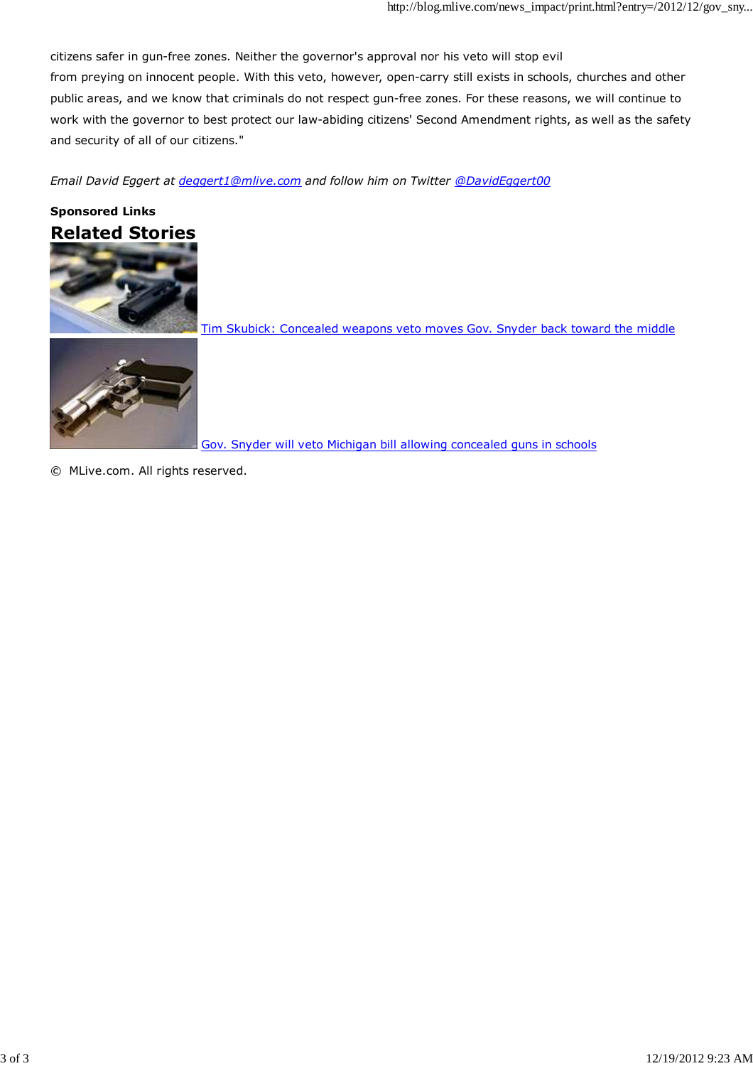citizens safer in gun-free zones. Neither the governor's approval nor his veto will stop evil from preying on innocent people. With this veto, however, open-carry still exists in schools, churches and other public areas, and we know that criminals do not respect gun-free zones. For these reasons, we will continue to work with the governor to best protect our law-abiding citizens' Second Amendment rights, as well as the safety and security of all of our citizens."

*Email David Eggert at deggert1@mlive.com and follow him on Twitter @DavidEggert00*

**Sponsored Links**

# Related Stories

Tim Skubick: Concealed weapons veto moves Gov. Snyder back toward the middle

Gov. Snyder will veto Michigan bill allowing concealed guns in schools

© MLive.com. All rights reserved.